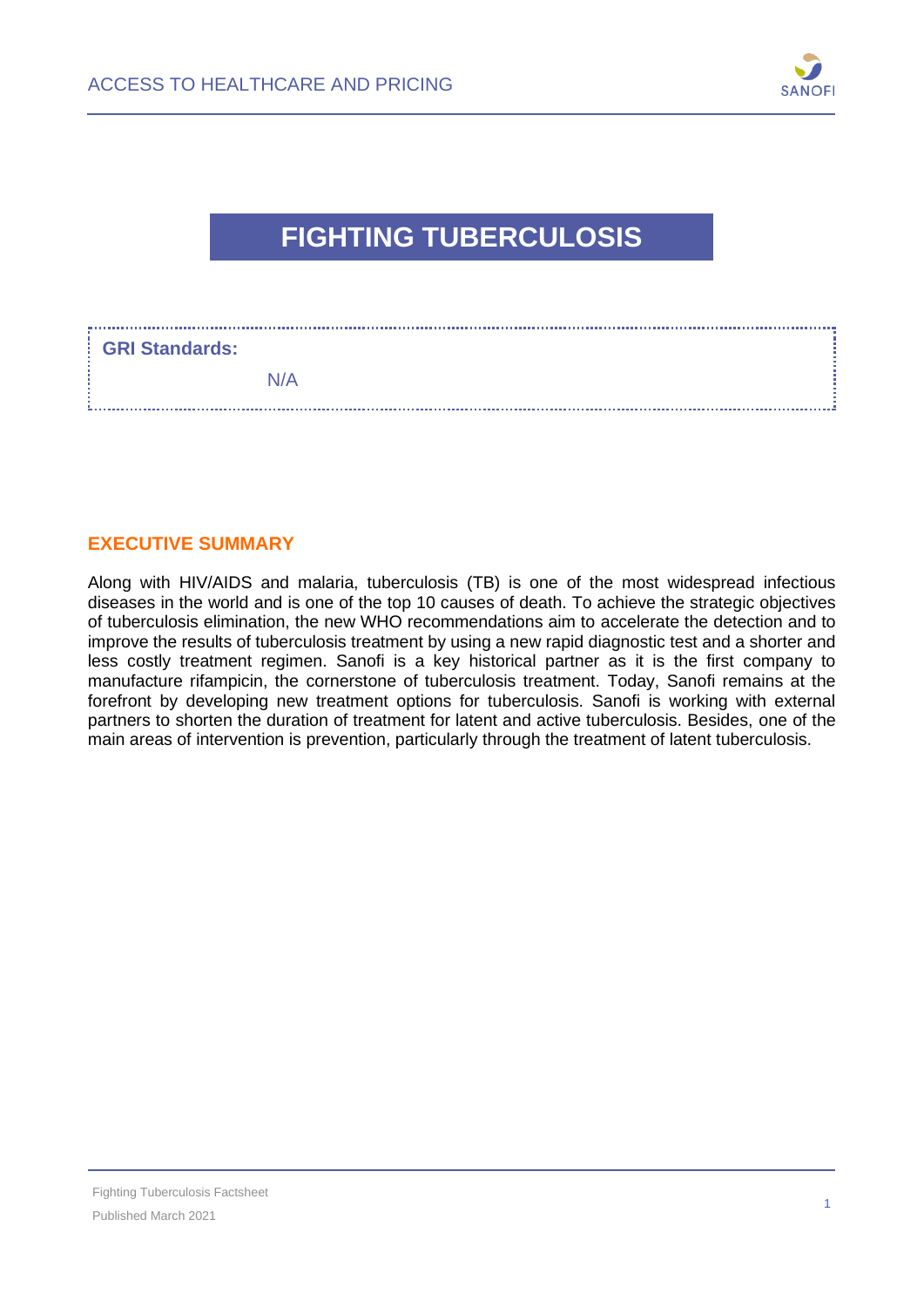# FIGHTING TUBERCULOSIS

**GRI Standards:**

N/A

## EXECUTIVE SUMMARY

Along with HIV/AIDS and malaria, tuberculosis (TB) is one of the most widespread infectious diseases in the world and is one of the top 10 causes of death. To achieve the strategic objectives of tuberculosis elimination, the new WHO recommendations aim to accelerate the detection and to improve the results of tuberculosis treatment by using a new rapid diagnostic test and a shorter and less costly treatment regimen. Sanofi is a key historical partner as it is the first company to manufacture rifampicin, the cornerstone of tuberculosis treatment. Today, Sanofi remains at the forefront by developing new treatment options for tuberculosis. Sanofi is working with external partners to shorten the duration of treatment for latent and active tuberculosis. Besides, one of the main areas of intervention is prevention, particularly through the treatment of latent tuberculosis.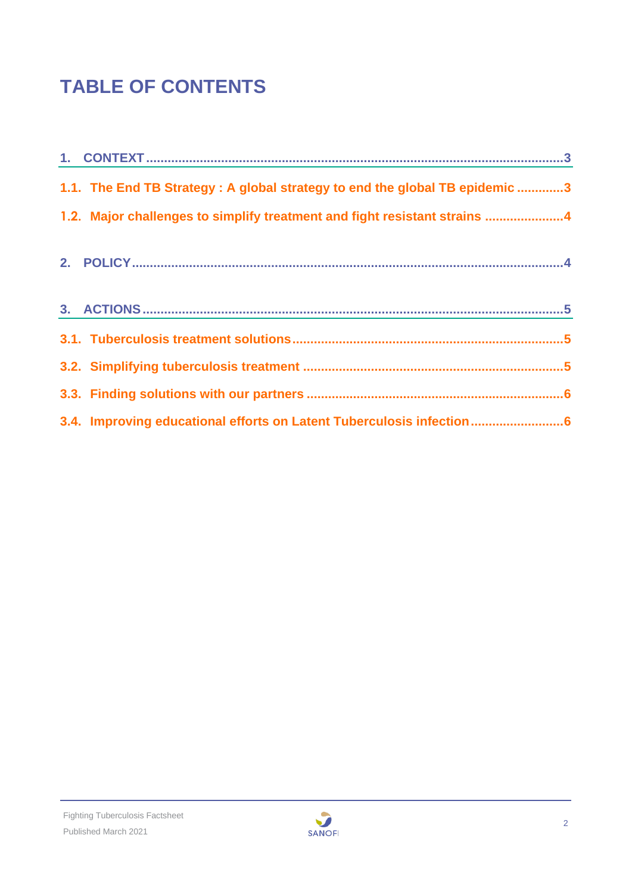# TABLE OF CONTENTS

1. CONTEXT ......................................................................................................................3

1.1. The End TB Strategy : A global strategy to end the global TB epidemic .............3

1.2. Major challenges to simplify treatment and fight resistant strains .....................4

2. POLICY ........................................................................................................................4

3. ACTIONS ......................................................................................................................5

3.1. Tuberculosis treatment solutions ..........................................................................5

3.2. Simplifying tuberculosis treatment .......................................................................5

3.3. Finding solutions with our partners ......................................................................6

3.4. Improving educational efforts on Latent Tuberculosis infection .........................6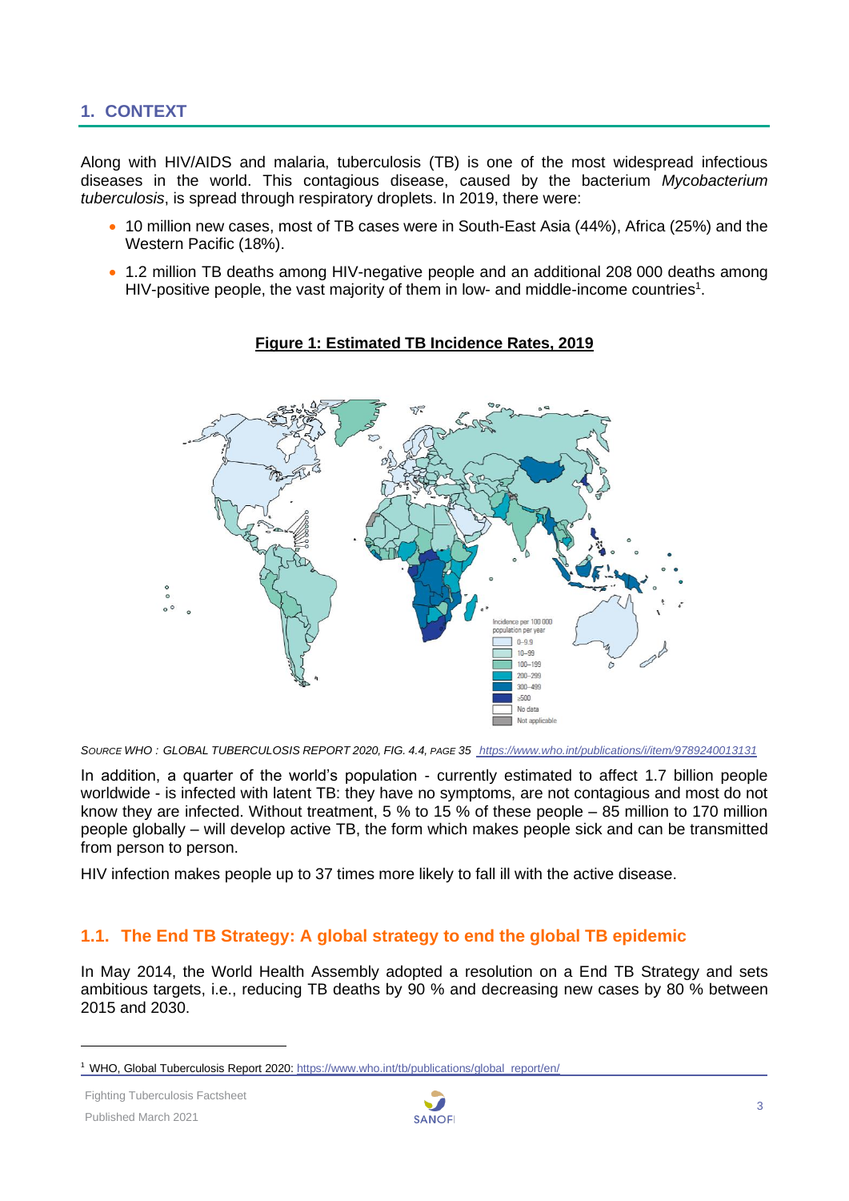## 1. CONTEXT

Along with HIV/AIDS and malaria, tuberculosis (TB) is one of the most widespread infectious diseases in the world. This contagious disease, caused by the bacterium *Mycobacterium tuberculosis*, is spread through respiratory droplets. In 2019, there were:

- 10 million new cases, most of TB cases were in South-East Asia (44%), Africa (25%) and the Western Pacific (18%).
- 1.2 million TB deaths among HIV-negative people and an additional 208 000 deaths among HIV-positive people, the vast majority of them in low- and middle-income countries[1].

**Figure 1: Estimated TB Incidence Rates, 2019**

Incidence per 100 000 population per year

- 0–9.9
- 10–99
- 100–199
- 200–299
- 300–499
- ≥500
- No data
- Not applicable

*SOURCE WHO : GLOBAL TUBERCULOSIS REPORT 2020, FIG. 4.4, PAGE 35* *https://www.who.int/publications/i/item/9789240013131*

In addition, a quarter of the world's population - currently estimated to affect 1.7 billion people worldwide - is infected with latent TB: they have no symptoms, are not contagious and most do not know they are infected. Without treatment, 5 % to 15 % of these people – 85 million to 170 million people globally – will develop active TB, the form which makes people sick and can be transmitted from person to person.

HIV infection makes people up to 37 times more likely to fall ill with the active disease.

### 1.1. The End TB Strategy: A global strategy to end the global TB epidemic

In May 2014, the World Health Assembly adopted a resolution on a End TB Strategy and sets ambitious targets, i.e., reducing TB deaths by 90 % and decreasing new cases by 80 % between 2015 and 2030.

[1] WHO, Global Tuberculosis Report 2020: https://www.who.int/tb/publications/global_report/en/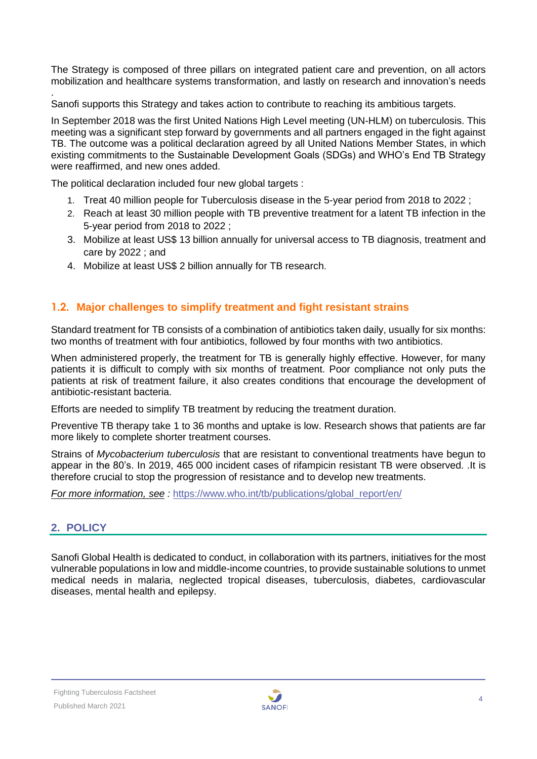The Strategy is composed of three pillars on integrated patient care and prevention, on all actors mobilization and healthcare systems transformation, and lastly on research and innovation's needs .

Sanofi supports this Strategy and takes action to contribute to reaching its ambitious targets.

In September 2018 was the first United Nations High Level meeting (UN-HLM) on tuberculosis. This meeting was a significant step forward by governments and all partners engaged in the fight against TB. The outcome was a political declaration agreed by all United Nations Member States, in which existing commitments to the Sustainable Development Goals (SDGs) and WHO's End TB Strategy were reaffirmed, and new ones added.

The political declaration included four new global targets :

1. Treat 40 million people for Tuberculosis disease in the 5-year period from 2018 to 2022 ;
2. Reach at least 30 million people with TB preventive treatment for a latent TB infection in the 5-year period from 2018 to 2022 ;
3. Mobilize at least US$ 13 billion annually for universal access to TB diagnosis, treatment and care by 2022 ; and
4. Mobilize at least US$ 2 billion annually for TB research.

### 1.2. Major challenges to simplify treatment and fight resistant strains

Standard treatment for TB consists of a combination of antibiotics taken daily, usually for six months: two months of treatment with four antibiotics, followed by four months with two antibiotics.

When administered properly, the treatment for TB is generally highly effective. However, for many patients it is difficult to comply with six months of treatment. Poor compliance not only puts the patients at risk of treatment failure, it also creates conditions that encourage the development of antibiotic-resistant bacteria.

Efforts are needed to simplify TB treatment by reducing the treatment duration.

Preventive TB therapy take 1 to 36 months and uptake is low. Research shows that patients are far more likely to complete shorter treatment courses.

Strains of *Mycobacterium tuberculosis* that are resistant to conventional treatments have begun to appear in the 80's. In 2019, 465 000 incident cases of rifampicin resistant TB were observed. .It is therefore crucial to stop the progression of resistance and to develop new treatments.

*For more information, see* : https://www.who.int/tb/publications/global_report/en/

## 2. POLICY

Sanofi Global Health is dedicated to conduct, in collaboration with its partners, initiatives for the most vulnerable populations in low and middle-income countries, to provide sustainable solutions to unmet medical needs in malaria, neglected tropical diseases, tuberculosis, diabetes, cardiovascular diseases, mental health and epilepsy.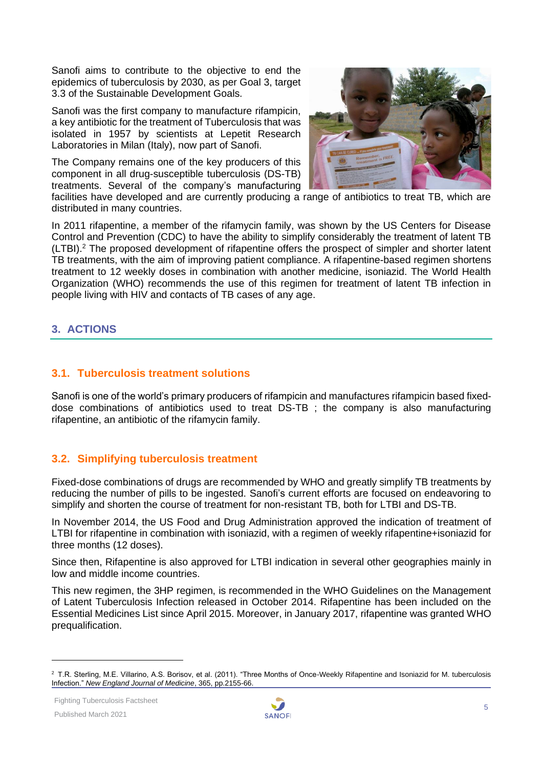Sanofi aims to contribute to the objective to end the epidemics of tuberculosis by 2030, as per Goal 3, target 3.3 of the Sustainable Development Goals.

Sanofi was the first company to manufacture rifampicin, a key antibiotic for the treatment of Tuberculosis that was isolated in 1957 by scientists at Lepetit Research Laboratories in Milan (Italy), now part of Sanofi.

The Company remains one of the key producers of this component in all drug-susceptible tuberculosis (DS-TB) treatments. Several of the company's manufacturing facilities have developed and are currently producing a range of antibiotics to treat TB, which are distributed in many countries.

In 2011 rifapentine, a member of the rifamycin family, was shown by the US Centers for Disease Control and Prevention (CDC) to have the ability to simplify considerably the treatment of latent TB (LTBI).[2] The proposed development of rifapentine offers the prospect of simpler and shorter latent TB treatments, with the aim of improving patient compliance. A rifapentine-based regimen shortens treatment to 12 weekly doses in combination with another medicine, isoniazid. The World Health Organization (WHO) recommends the use of this regimen for treatment of latent TB infection in people living with HIV and contacts of TB cases of any age.

## 3. ACTIONS

### 3.1. Tuberculosis treatment solutions

Sanofi is one of the world's primary producers of rifampicin and manufactures rifampicin based fixed-dose combinations of antibiotics used to treat DS-TB ; the company is also manufacturing rifapentine, an antibiotic of the rifamycin family.

### 3.2. Simplifying tuberculosis treatment

Fixed-dose combinations of drugs are recommended by WHO and greatly simplify TB treatments by reducing the number of pills to be ingested. Sanofi's current efforts are focused on endeavoring to simplify and shorten the course of treatment for non-resistant TB, both for LTBI and DS-TB.

In November 2014, the US Food and Drug Administration approved the indication of treatment of LTBI for rifapentine in combination with isoniazid, with a regimen of weekly rifapentine+isoniazid for three months (12 doses).

Since then, Rifapentine is also approved for LTBI indication in several other geographies mainly in low and middle income countries.

This new regimen, the 3HP regimen, is recommended in the WHO Guidelines on the Management of Latent Tuberculosis Infection released in October 2014. Rifapentine has been included on the Essential Medicines List since April 2015. Moreover, in January 2017, rifapentine was granted WHO prequalification.

---

[2] T.R. Sterling, M.E. Villarino, A.S. Borisov, et al. (2011). "Three Months of Once-Weekly Rifapentine and Isoniazid for M. tuberculosis Infection." *New England Journal of Medicine*, 365, pp.2155-66.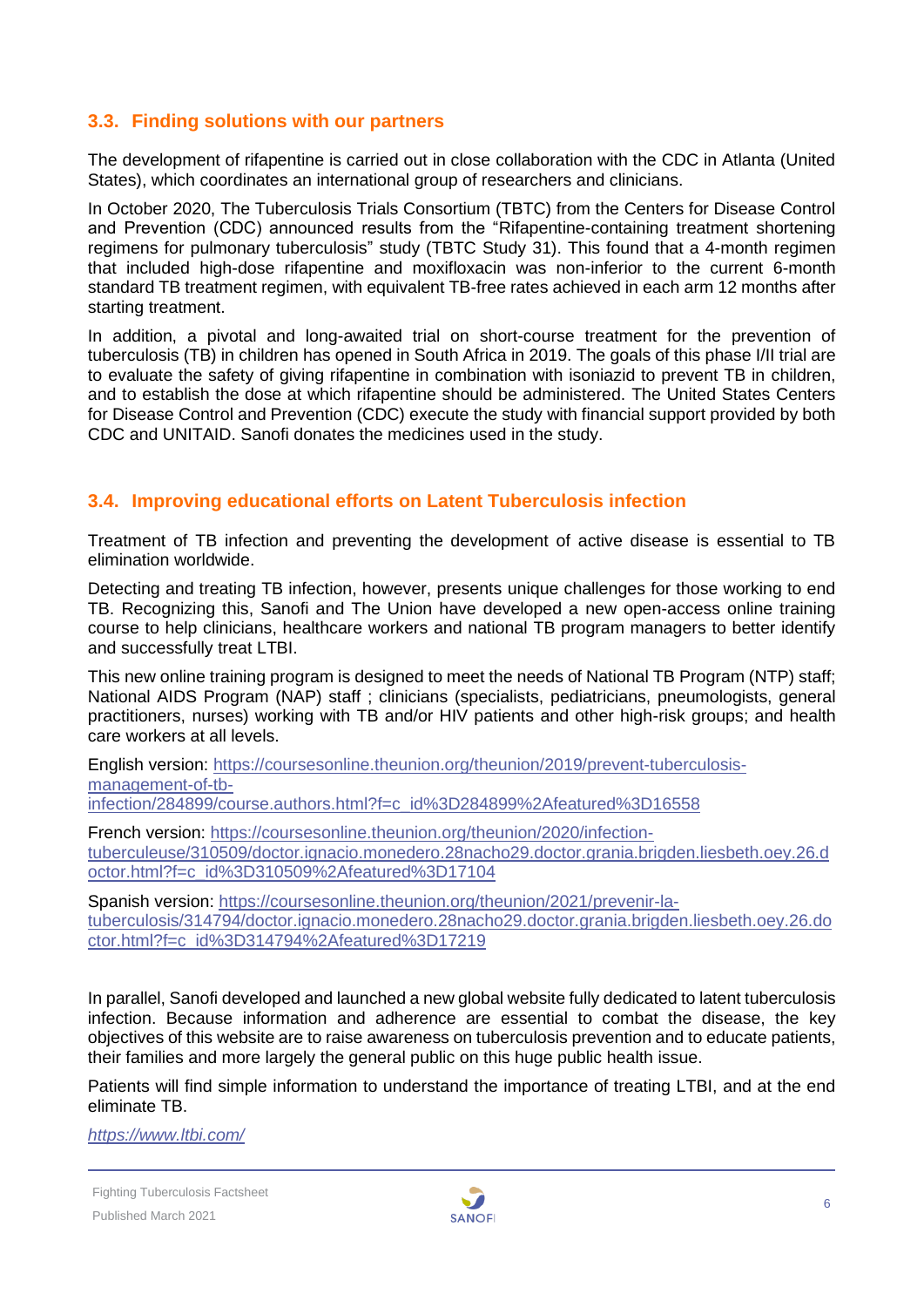### 3.3. Finding solutions with our partners

The development of rifapentine is carried out in close collaboration with the CDC in Atlanta (United States), which coordinates an international group of researchers and clinicians.

In October 2020, The Tuberculosis Trials Consortium (TBTC) from the Centers for Disease Control and Prevention (CDC) announced results from the "Rifapentine-containing treatment shortening regimens for pulmonary tuberculosis" study (TBTC Study 31). This found that a 4-month regimen that included high-dose rifapentine and moxifloxacin was non-inferior to the current 6-month standard TB treatment regimen, with equivalent TB-free rates achieved in each arm 12 months after starting treatment.

In addition, a pivotal and long-awaited trial on short-course treatment for the prevention of tuberculosis (TB) in children has opened in South Africa in 2019. The goals of this phase I/II trial are to evaluate the safety of giving rifapentine in combination with isoniazid to prevent TB in children, and to establish the dose at which rifapentine should be administered. The United States Centers for Disease Control and Prevention (CDC) execute the study with financial support provided by both CDC and UNITAID. Sanofi donates the medicines used in the study.

### 3.4. Improving educational efforts on Latent Tuberculosis infection

Treatment of TB infection and preventing the development of active disease is essential to TB elimination worldwide.

Detecting and treating TB infection, however, presents unique challenges for those working to end TB. Recognizing this, Sanofi and The Union have developed a new open-access online training course to help clinicians, healthcare workers and national TB program managers to better identify and successfully treat LTBI.

This new online training program is designed to meet the needs of National TB Program (NTP) staff; National AIDS Program (NAP) staff ; clinicians (specialists, pediatricians, pneumologists, general practitioners, nurses) working with TB and/or HIV patients and other high-risk groups; and health care workers at all levels.

English version: https://coursesonline.theunion.org/theunion/2019/prevent-tuberculosis-management-of-tb-infection/284899/course.authors.html?f=c_id%3D284899%2Afeatured%3D16558

French version: https://coursesonline.theunion.org/theunion/2020/infection-tuberculeuse/310509/doctor.ignacio.monedero.28nacho29.doctor.grania.brigden.liesbeth.oey.26.doctor.html?f=c_id%3D310509%2Afeatured%3D17104

Spanish version: https://coursesonline.theunion.org/theunion/2021/prevenir-la-tuberculosis/314794/doctor.ignacio.monedero.28nacho29.doctor.grania.brigden.liesbeth.oey.26.doctor.html?f=c_id%3D314794%2Afeatured%3D17219

In parallel, Sanofi developed and launched a new global website fully dedicated to latent tuberculosis infection. Because information and adherence are essential to combat the disease, the key objectives of this website are to raise awareness on tuberculosis prevention and to educate patients, their families and more largely the general public on this huge public health issue.

Patients will find simple information to understand the importance of treating LTBI, and at the end eliminate TB.

*https://www.ltbi.com/*